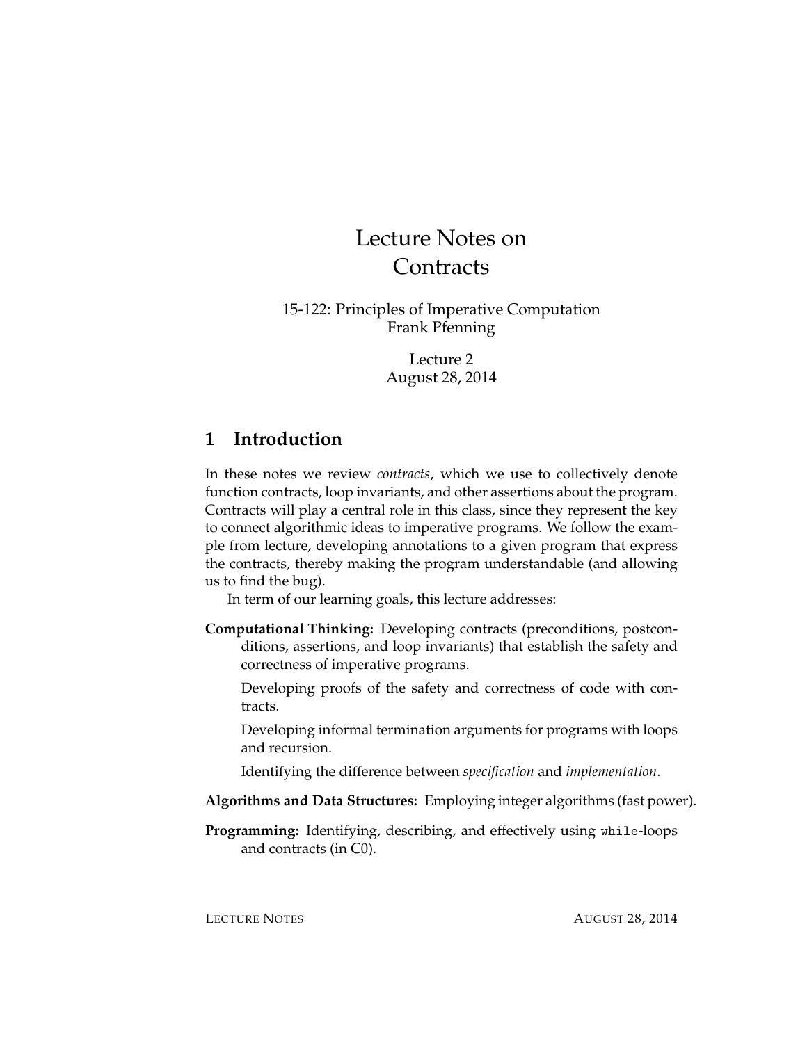# Lecture Notes on Contracts

15-122: Principles of Imperative Computation
Frank Pfenning

Lecture 2
August 28, 2014

## 1 Introduction

In these notes we review *contracts*, which we use to collectively denote function contracts, loop invariants, and other assertions about the program. Contracts will play a central role in this class, since they represent the key to connect algorithmic ideas to imperative programs. We follow the example from lecture, developing annotations to a given program that express the contracts, thereby making the program understandable (and allowing us to find the bug).

In term of our learning goals, this lecture addresses:

**Computational Thinking:** Developing contracts (preconditions, postconditions, assertions, and loop invariants) that establish the safety and correctness of imperative programs.

Developing proofs of the safety and correctness of code with contracts.

Developing informal termination arguments for programs with loops and recursion.

Identifying the difference between *specification* and *implementation*.

**Algorithms and Data Structures:** Employing integer algorithms (fast power).

**Programming:** Identifying, describing, and effectively using `while`-loops and contracts (in C0).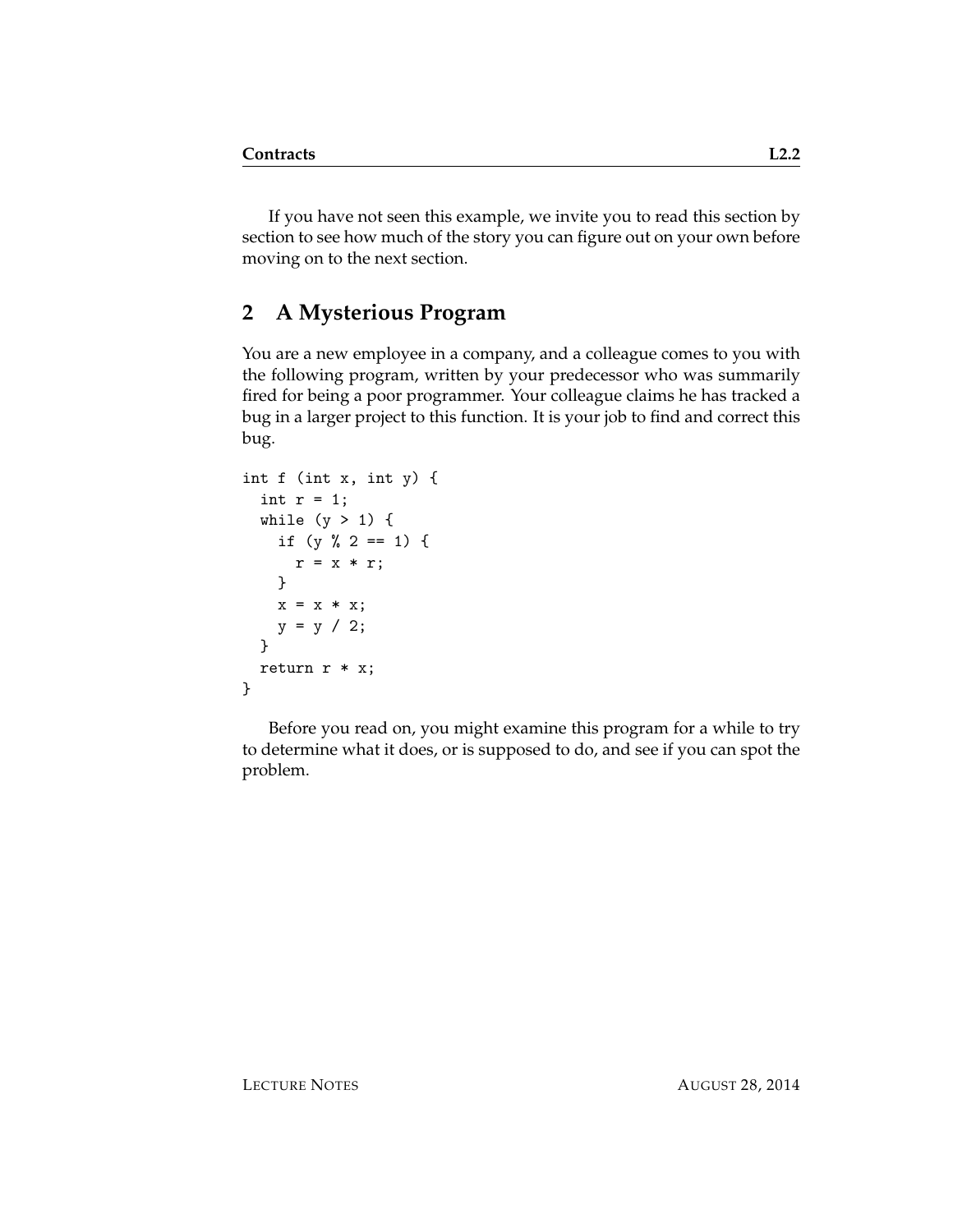If you have not seen this example, we invite you to read this section by section to see how much of the story you can figure out on your own before moving on to the next section.

## 2 A Mysterious Program

You are a new employee in a company, and a colleague comes to you with the following program, written by your predecessor who was summarily fired for being a poor programmer. Your colleague claims he has tracked a bug in a larger project to this function. It is your job to find and correct this bug.

```
int f (int x, int y) {
  int r = 1;
  while (y > 1) {
    if (y % 2 == 1) {
      r = x * r;
    }
    x = x * x;
    y = y / 2;
  }
  return r * x;
}
```

Before you read on, you might examine this program for a while to try to determine what it does, or is supposed to do, and see if you can spot the problem.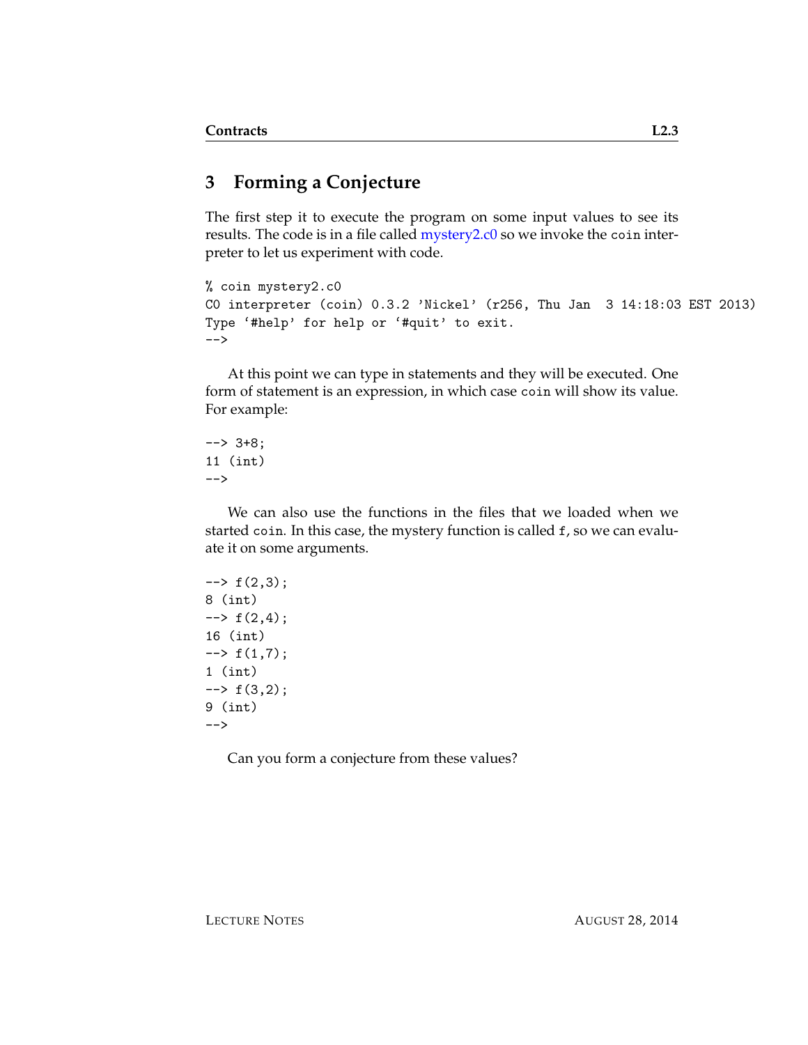## 3 Forming a Conjecture

The first step it to execute the program on some input values to see its results. The code is in a file called mystery2.c0 so we invoke the `coin` interpreter to let us experiment with code.

```
% coin mystery2.c0
C0 interpreter (coin) 0.3.2 'Nickel' (r256, Thu Jan  3 14:18:03 EST 2013)
Type '#help' for help or '#quit' to exit.
-->
```

At this point we can type in statements and they will be executed. One form of statement is an expression, in which case `coin` will show its value. For example:

```
--> 3+8;
11 (int)
-->
```

We can also use the functions in the files that we loaded when we started `coin`. In this case, the mystery function is called `f`, so we can evaluate it on some arguments.

```
--> f(2,3);
8 (int)
--> f(2,4);
16 (int)
--> f(1,7);
1 (int)
--> f(3,2);
9 (int)
-->
```

Can you form a conjecture from these values?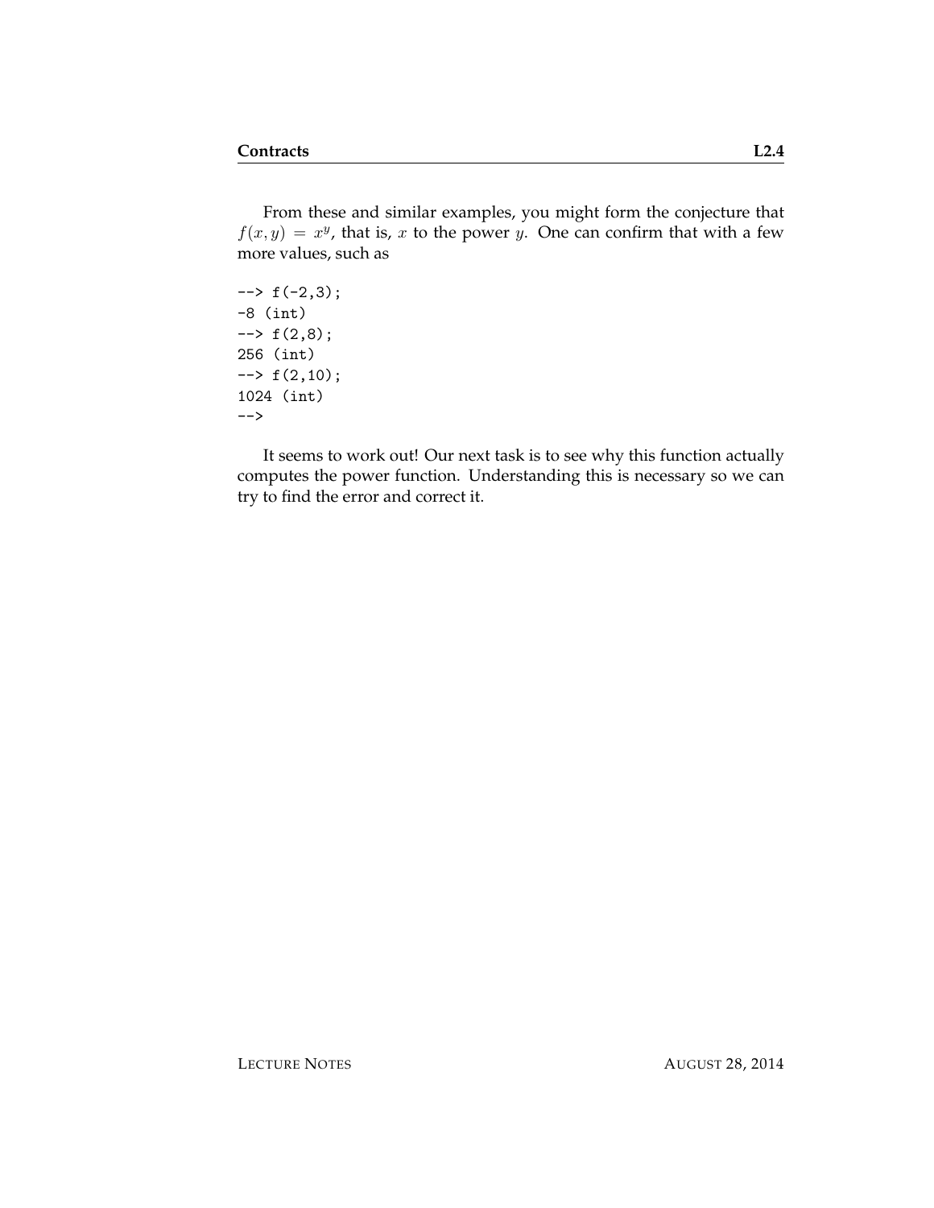From these and similar examples, you might form the conjecture that $f(x, y) = x^y$, that is, $x$ to the power $y$. One can confirm that with a few more values, such as

```
--> f(-2,3);
-8 (int)
--> f(2,8);
256 (int)
--> f(2,10);
1024 (int)
-->
```

It seems to work out! Our next task is to see why this function actually computes the power function. Understanding this is necessary so we can try to find the error and correct it.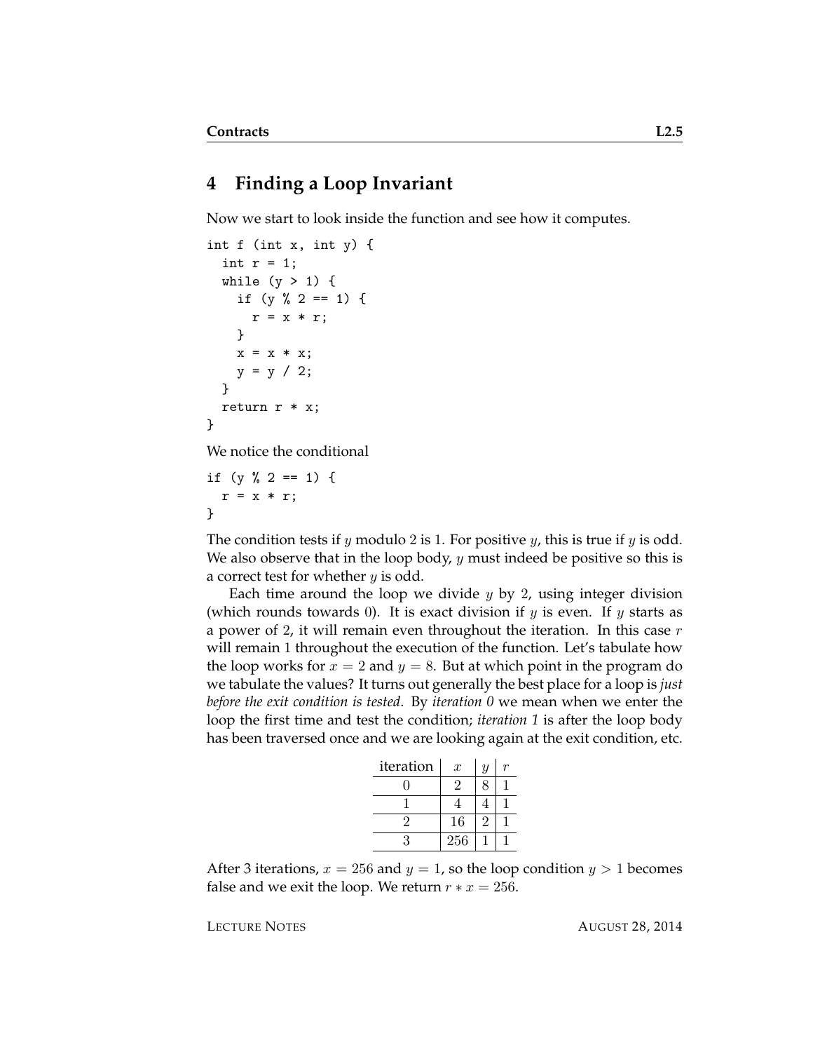## 4 Finding a Loop Invariant

Now we start to look inside the function and see how it computes.

```
int f (int x, int y) {
  int r = 1;
  while (y > 1) {
    if (y % 2 == 1) {
      r = x * r;
    }
    x = x * x;
    y = y / 2;
  }
  return r * x;
}
```

We notice the conditional

```
if (y % 2 == 1) {
  r = x * r;
}
```

The condition tests if $y$ modulo $2$ is $1$. For positive $y$, this is true if $y$ is odd. We also observe that in the loop body, $y$ must indeed be positive so this is a correct test for whether $y$ is odd.

Each time around the loop we divide $y$ by $2$, using integer division (which rounds towards $0$). It is exact division if $y$ is even. If $y$ starts as a power of $2$, it will remain even throughout the iteration. In this case $r$ will remain $1$ throughout the execution of the function. Let's tabulate how the loop works for $x = 2$ and $y = 8$. But at which point in the program do we tabulate the values? It turns out generally the best place for a loop is *just before the exit condition is tested*. By *iteration 0* we mean when we enter the loop the first time and test the condition; *iteration 1* is after the loop body has been traversed once and we are looking again at the exit condition, etc.

| iteration | $x$ | $y$ | $r$ |
|---|---|---|---|
| 0 | 2 | 8 | 1 |
| 1 | 4 | 4 | 1 |
| 2 | 16 | 2 | 1 |
| 3 | 256 | 1 | 1 |

After 3 iterations, $x = 256$ and $y = 1$, so the loop condition $y > 1$ becomes false and we exit the loop. We return $r * x = 256$.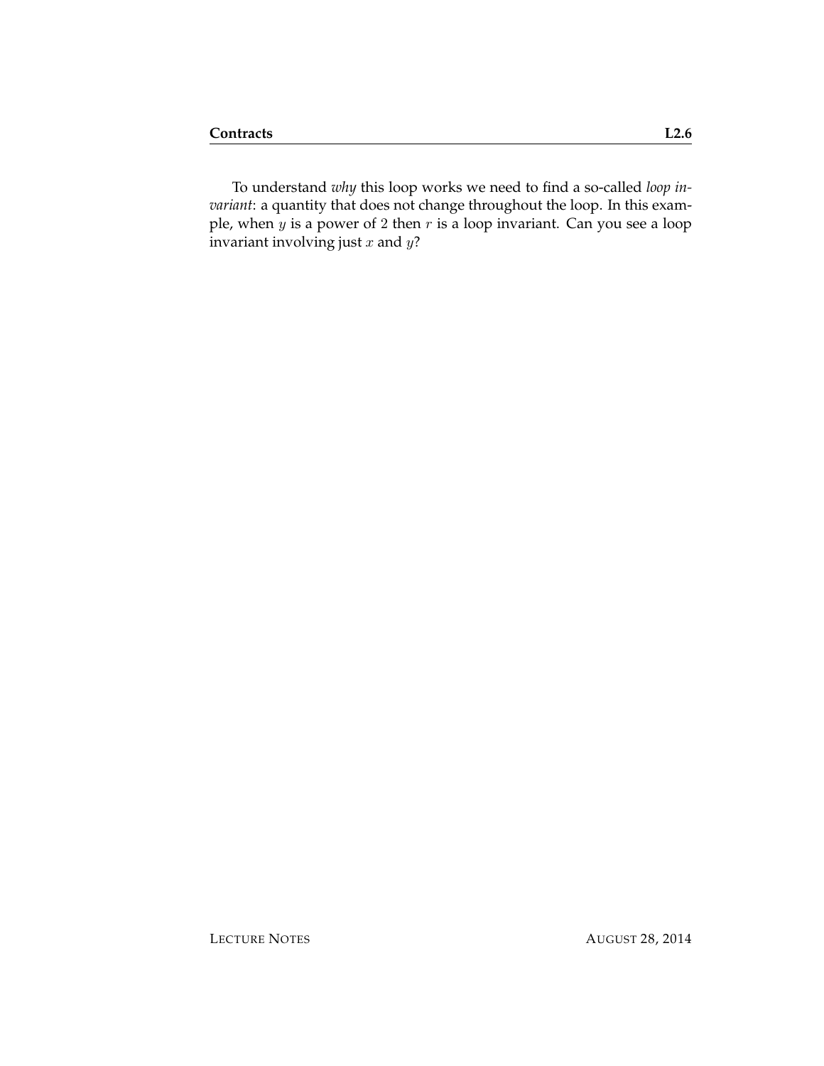To understand *why* this loop works we need to find a so-called *loop invariant*: a quantity that does not change throughout the loop. In this example, when $y$ is a power of 2 then $r$ is a loop invariant. Can you see a loop invariant involving just $x$ and $y$?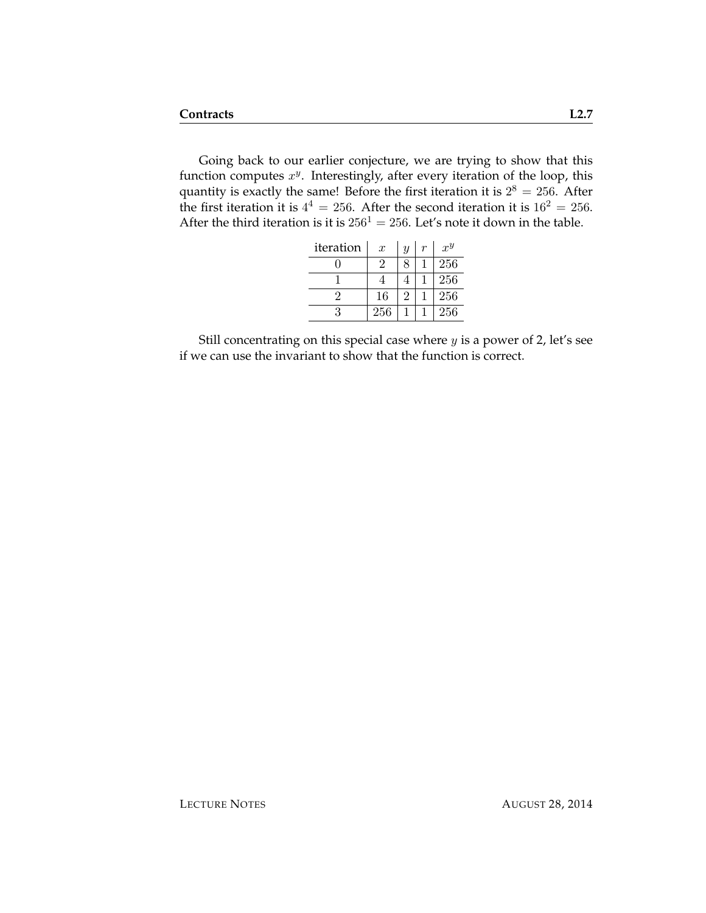Going back to our earlier conjecture, we are trying to show that this function computes $x^y$. Interestingly, after every iteration of the loop, this quantity is exactly the same! Before the first iteration it is $2^8 = 256$. After the first iteration it is $4^4 = 256$. After the second iteration it is $16^2 = 256$. After the third iteration is it is $256^1 = 256$. Let's note it down in the table.

| iteration | $x$ | $y$ | $r$ | $x^y$ |
|---|---|---|---|---|
| 0 | 2 | 8 | 1 | 256 |
| 1 | 4 | 4 | 1 | 256 |
| 2 | 16 | 2 | 1 | 256 |
| 3 | 256 | 1 | 1 | 256 |

Still concentrating on this special case where $y$ is a power of 2, let's see if we can use the invariant to show that the function is correct.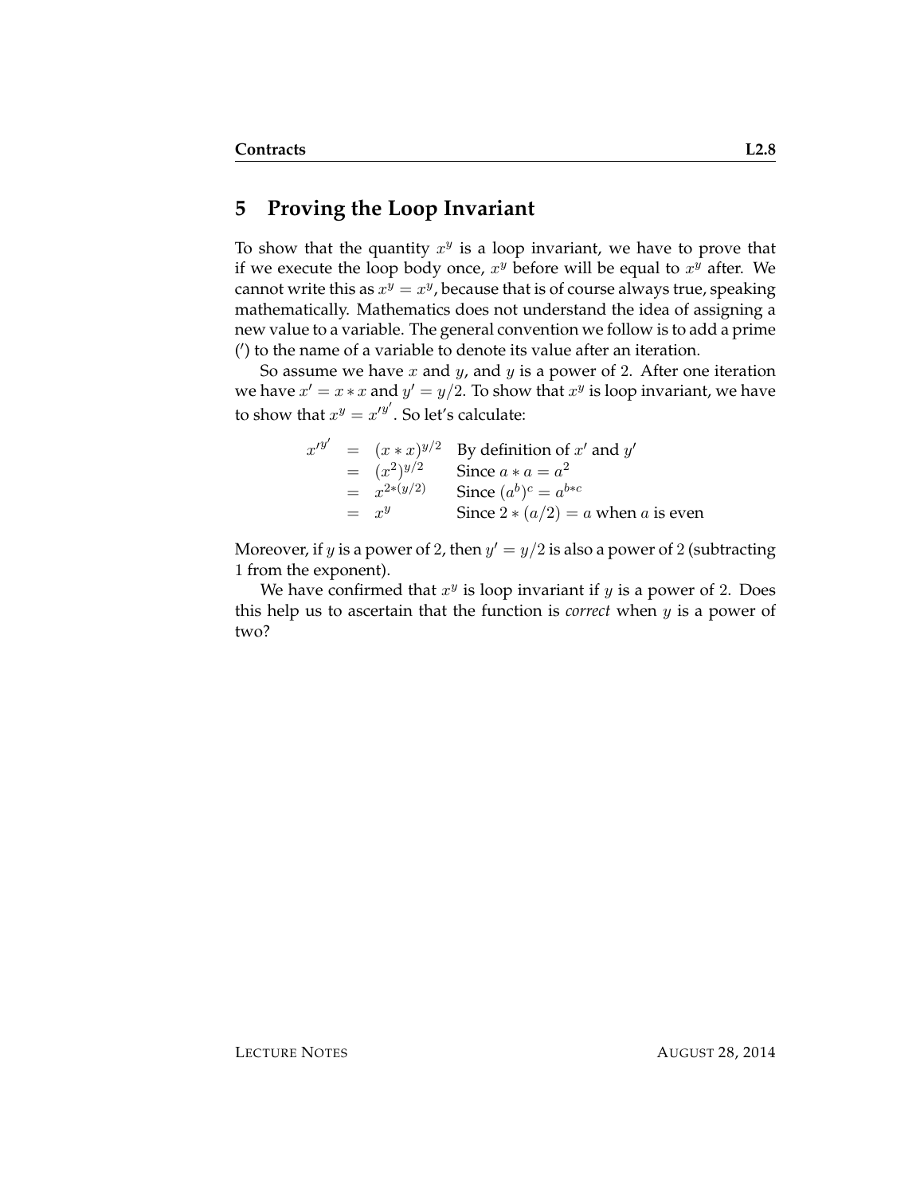## 5 Proving the Loop Invariant

To show that the quantity $x^y$ is a loop invariant, we have to prove that if we execute the loop body once, $x^y$ before will be equal to $x^y$ after. We cannot write this as $x^y = x^y$, because that is of course always true, speaking mathematically. Mathematics does not understand the idea of assigning a new value to a variable. The general convention we follow is to add a prime ($'$) to the name of a variable to denote its value after an iteration.

So assume we have $x$ and $y$, and $y$ is a power of 2. After one iteration we have $x' = x * x$ and $y' = y/2$. To show that $x^y$ is loop invariant, we have to show that $x^y = x'^{y'}$. So let's calculate:

$$
\begin{aligned}
x'^{y'} &= (x * x)^{y/2} && \text{By definition of } x' \text{ and } y' \\
&= (x^2)^{y/2} && \text{Since } a * a = a^2 \\
&= x^{2*(y/2)} && \text{Since } (a^b)^c = a^{b*c} \\
&= x^y && \text{Since } 2 * (a/2) = a \text{ when } a \text{ is even}
\end{aligned}
$$

Moreover, if $y$ is a power of 2, then $y' = y/2$ is also a power of 2 (subtracting 1 from the exponent).

We have confirmed that $x^y$ is loop invariant if $y$ is a power of 2. Does this help us to ascertain that the function is *correct* when $y$ is a power of two?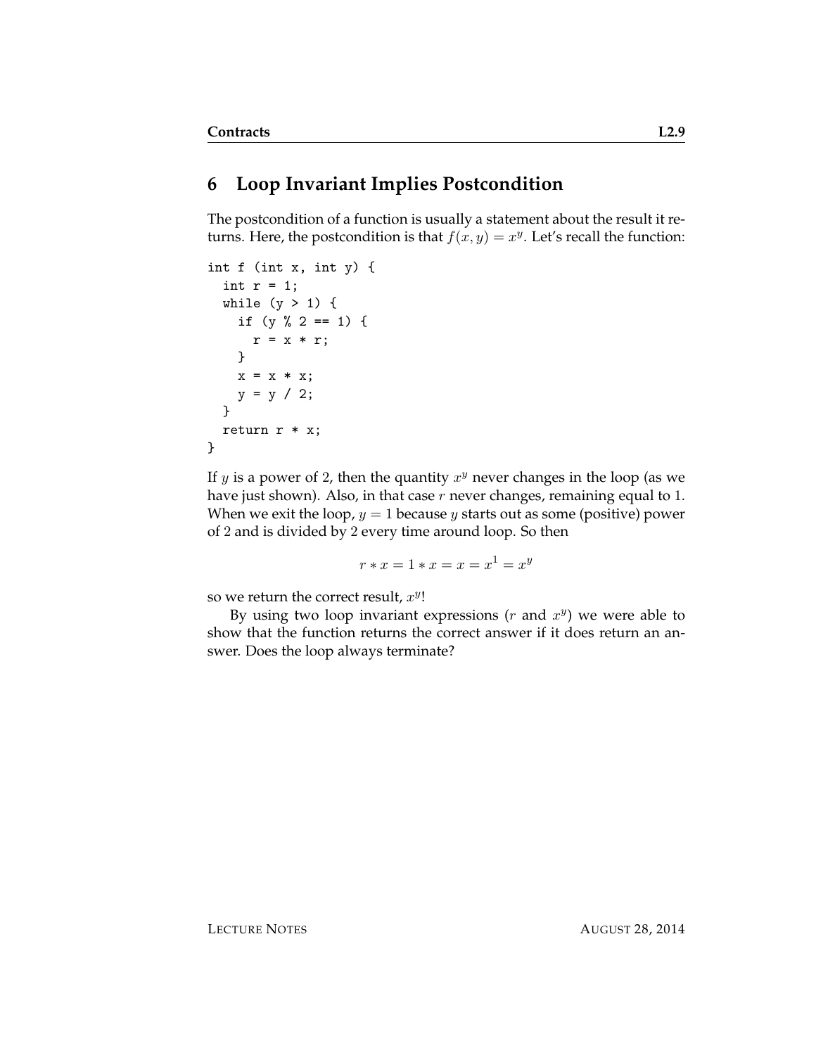## 6 Loop Invariant Implies Postcondition

The postcondition of a function is usually a statement about the result it returns. Here, the postcondition is that $f(x, y) = x^y$. Let's recall the function:

```
int f (int x, int y) {
  int r = 1;
  while (y > 1) {
    if (y % 2 == 1) {
      r = x * r;
    }
    x = x * x;
    y = y / 2;
  }
  return r * x;
}
```

If $y$ is a power of 2, then the quantity $x^y$ never changes in the loop (as we have just shown). Also, in that case $r$ never changes, remaining equal to 1. When we exit the loop, $y = 1$ because $y$ starts out as some (positive) power of 2 and is divided by 2 every time around loop. So then

$$r * x = 1 * x = x = x^1 = x^y$$

so we return the correct result, $x^y$!

By using two loop invariant expressions ($r$ and $x^y$) we were able to show that the function returns the correct answer if it does return an answer. Does the loop always terminate?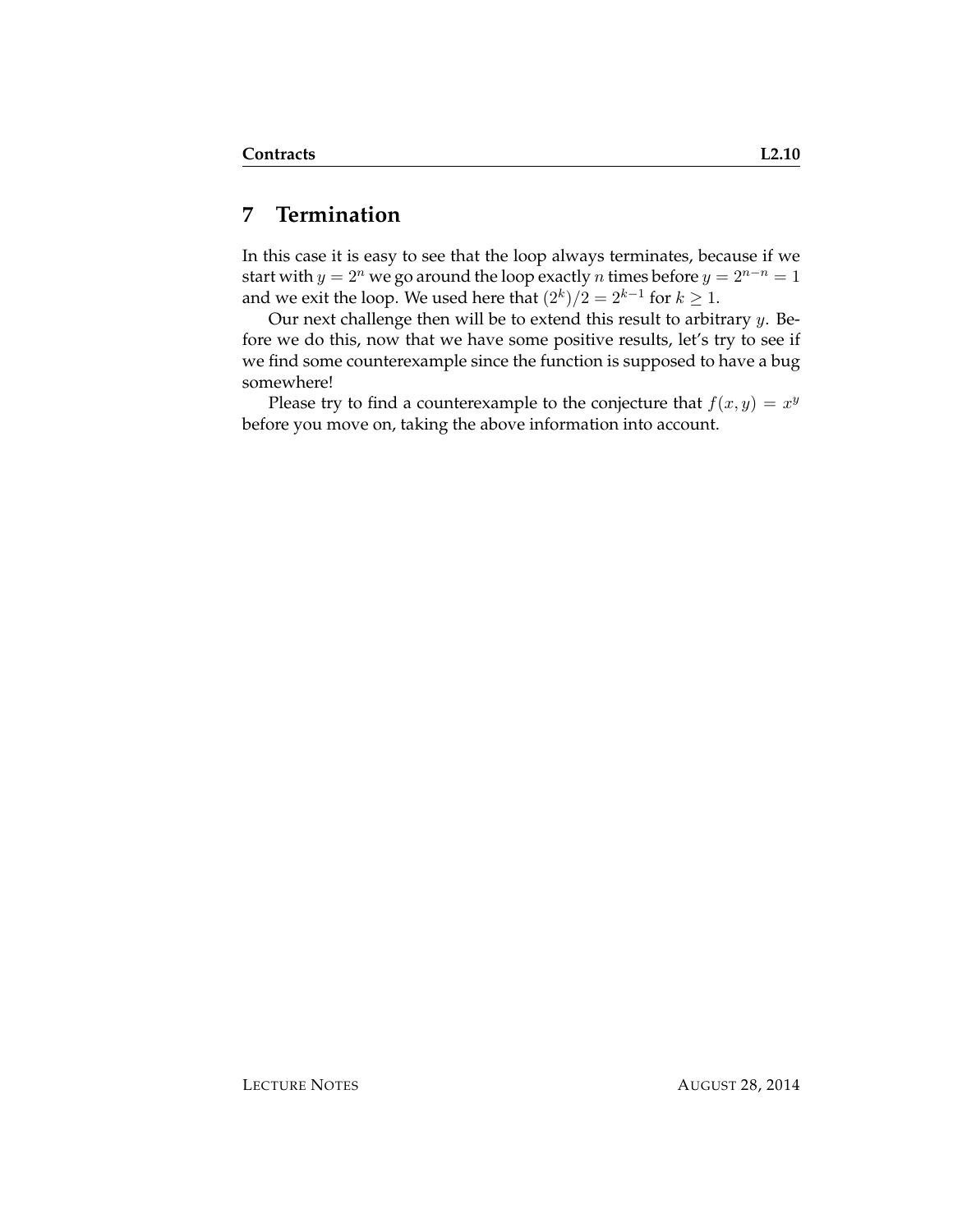## 7 Termination

In this case it is easy to see that the loop always terminates, because if we start with $y = 2^n$ we go around the loop exactly $n$ times before $y = 2^{n-n} = 1$ and we exit the loop. We used here that $(2^k)/2 = 2^{k-1}$ for $k \geq 1$.

Our next challenge then will be to extend this result to arbitrary $y$. Before we do this, now that we have some positive results, let's try to see if we find some counterexample since the function is supposed to have a bug somewhere!

Please try to find a counterexample to the conjecture that $f(x, y) = x^y$ before you move on, taking the above information into account.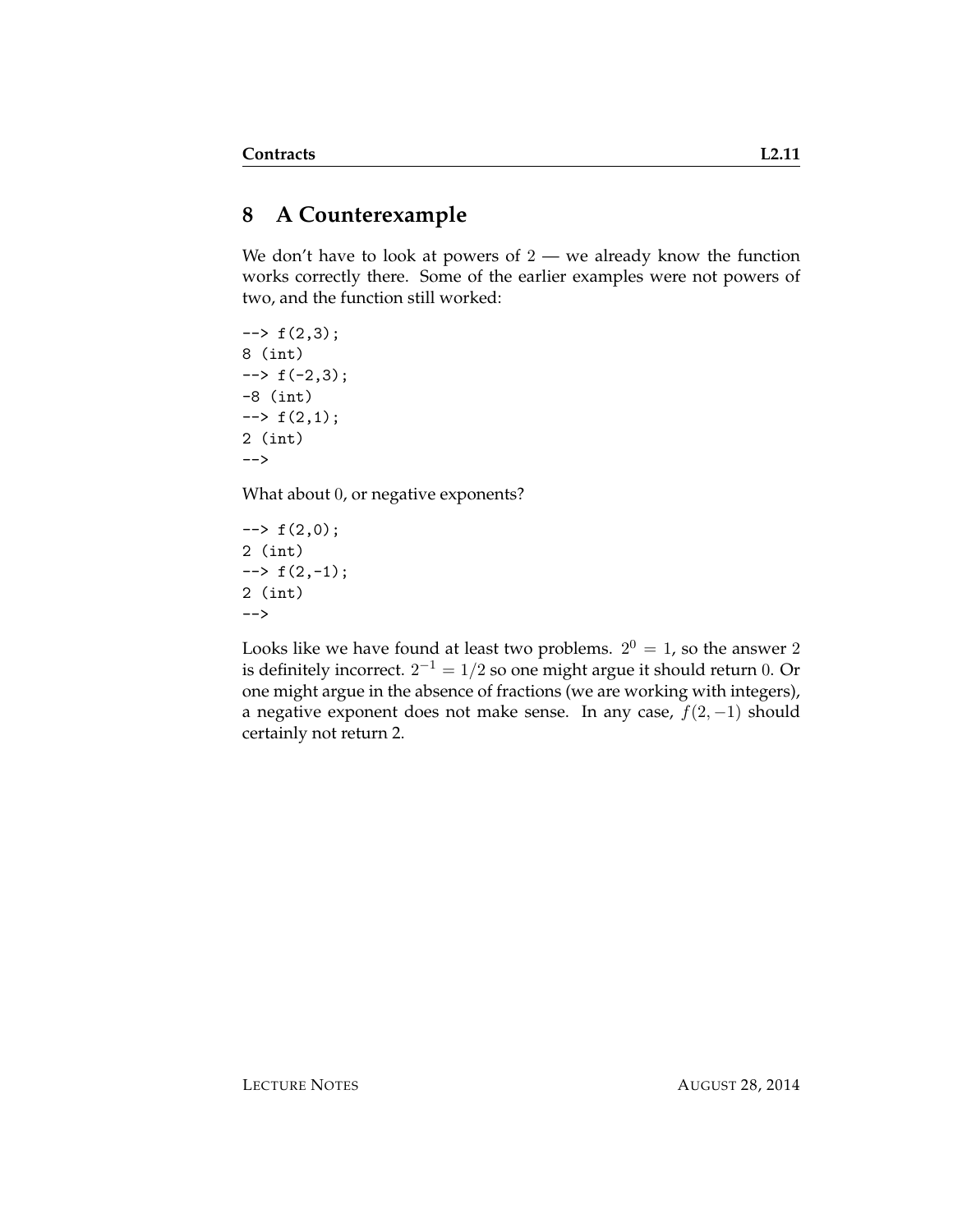## 8 A Counterexample

We don't have to look at powers of $2$ — we already know the function works correctly there. Some of the earlier examples were not powers of two, and the function still worked:

```
--> f(2,3);
8 (int)
--> f(-2,3);
-8 (int)
--> f(2,1);
2 (int)
-->
```

What about $0$, or negative exponents?

```
--> f(2,0);
2 (int)
--> f(2,-1);
2 (int)
-->
```

Looks like we have found at least two problems. $2^0 = 1$, so the answer $2$ is definitely incorrect. $2^{-1} = 1/2$ so one might argue it should return $0$. Or one might argue in the absence of fractions (we are working with integers), a negative exponent does not make sense. In any case, $f(2, -1)$ should certainly not return 2.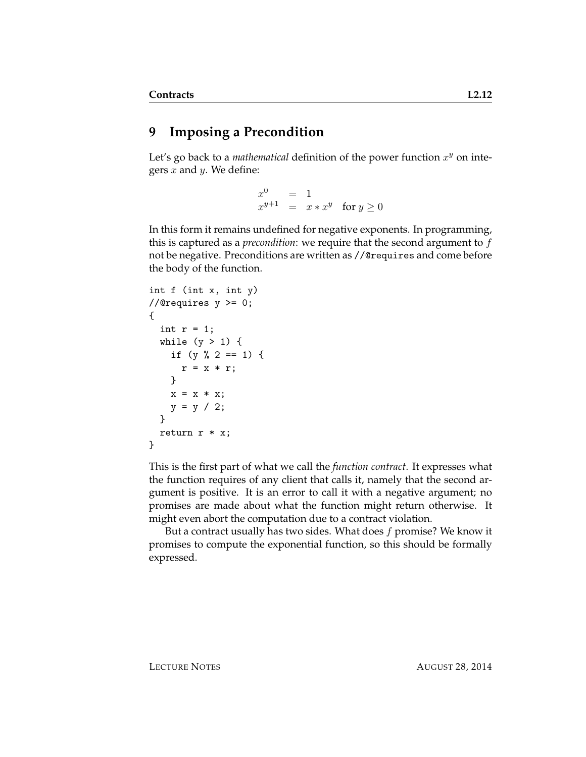## 9 Imposing a Precondition

Let's go back to a *mathematical* definition of the power function $x^y$ on integers $x$ and $y$. We define:

$$
\begin{array}{lcl}
x^0 & = & 1 \\
x^{y+1} & = & x * x^y \quad \text{for } y \geq 0
\end{array}
$$

In this form it remains undefined for negative exponents. In programming, this is captured as a *precondition*: we require that the second argument to $f$ not be negative. Preconditions are written as `//@requires` and come before the body of the function.

```
int f (int x, int y)
//@requires y >= 0;
{
  int r = 1;
  while (y > 1) {
    if (y % 2 == 1) {
      r = x * r;
    }
    x = x * x;
    y = y / 2;
  }
  return r * x;
}
```

This is the first part of what we call the *function contract*. It expresses what the function requires of any client that calls it, namely that the second argument is positive. It is an error to call it with a negative argument; no promises are made about what the function might return otherwise. It might even abort the computation due to a contract violation.

But a contract usually has two sides. What does $f$ promise? We know it promises to compute the exponential function, so this should be formally expressed.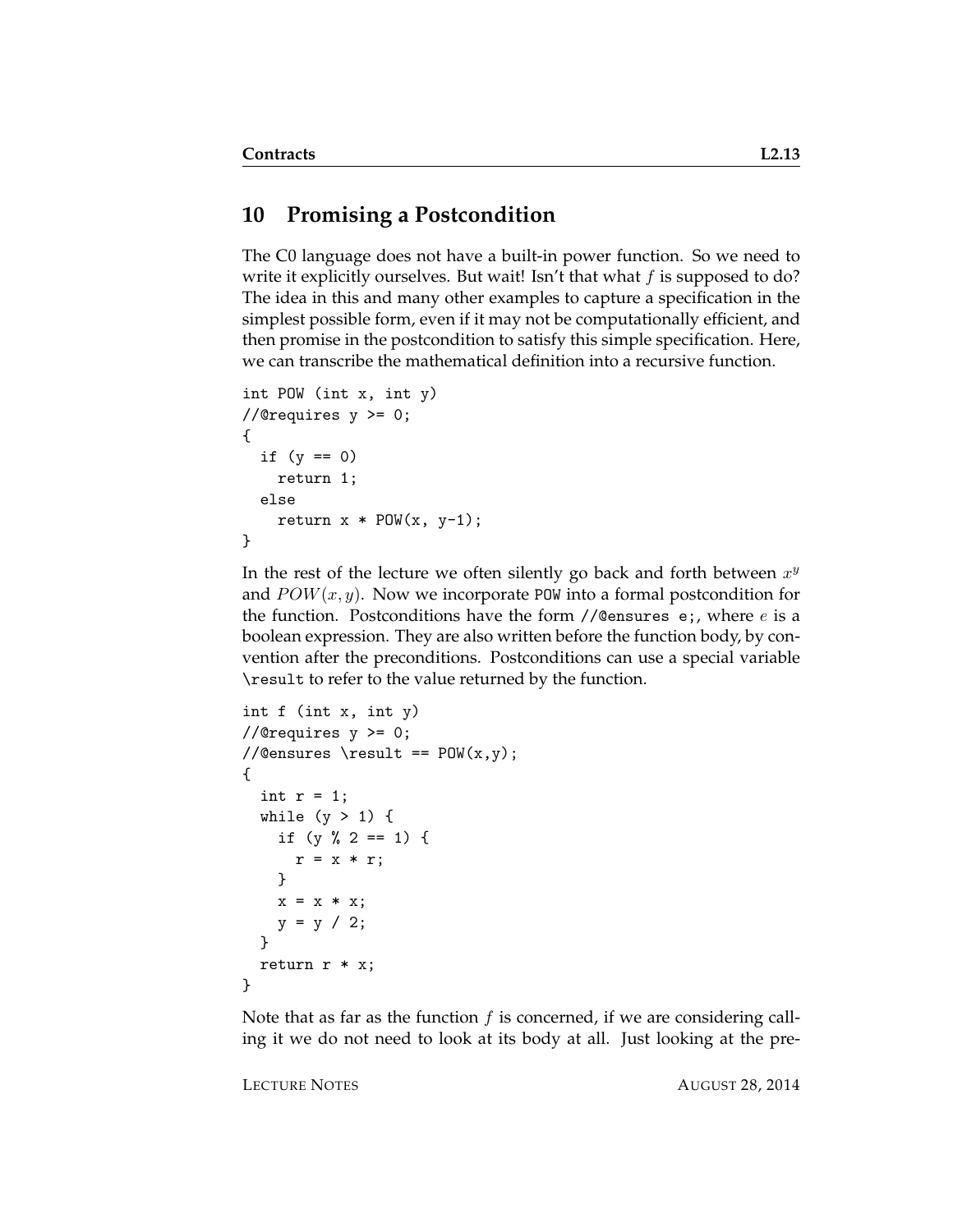## 10 Promising a Postcondition

The C0 language does not have a built-in power function. So we need to write it explicitly ourselves. But wait! Isn't that what $f$ is supposed to do? The idea in this and many other examples to capture a specification in the simplest possible form, even if it may not be computationally efficient, and then promise in the postcondition to satisfy this simple specification. Here, we can transcribe the mathematical definition into a recursive function.

```
int POW (int x, int y)
//@requires y >= 0;
{
  if (y == 0)
    return 1;
  else
    return x * POW(x, y-1);
}
```

In the rest of the lecture we often silently go back and forth between $x^y$ and $POW(x, y)$. Now we incorporate `POW` into a formal postcondition for the function. Postconditions have the form `//@ensures e;`, where $e$ is a boolean expression. They are also written before the function body, by convention after the preconditions. Postconditions can use a special variable `\result` to refer to the value returned by the function.

```
int f (int x, int y)
//@requires y >= 0;
//@ensures \result == POW(x,y);
{
  int r = 1;
  while (y > 1) {
    if (y % 2 == 1) {
      r = x * r;
    }
    x = x * x;
    y = y / 2;
  }
  return r * x;
}
```

Note that as far as the function $f$ is concerned, if we are considering calling it we do not need to look at its body at all. Just looking at the pre-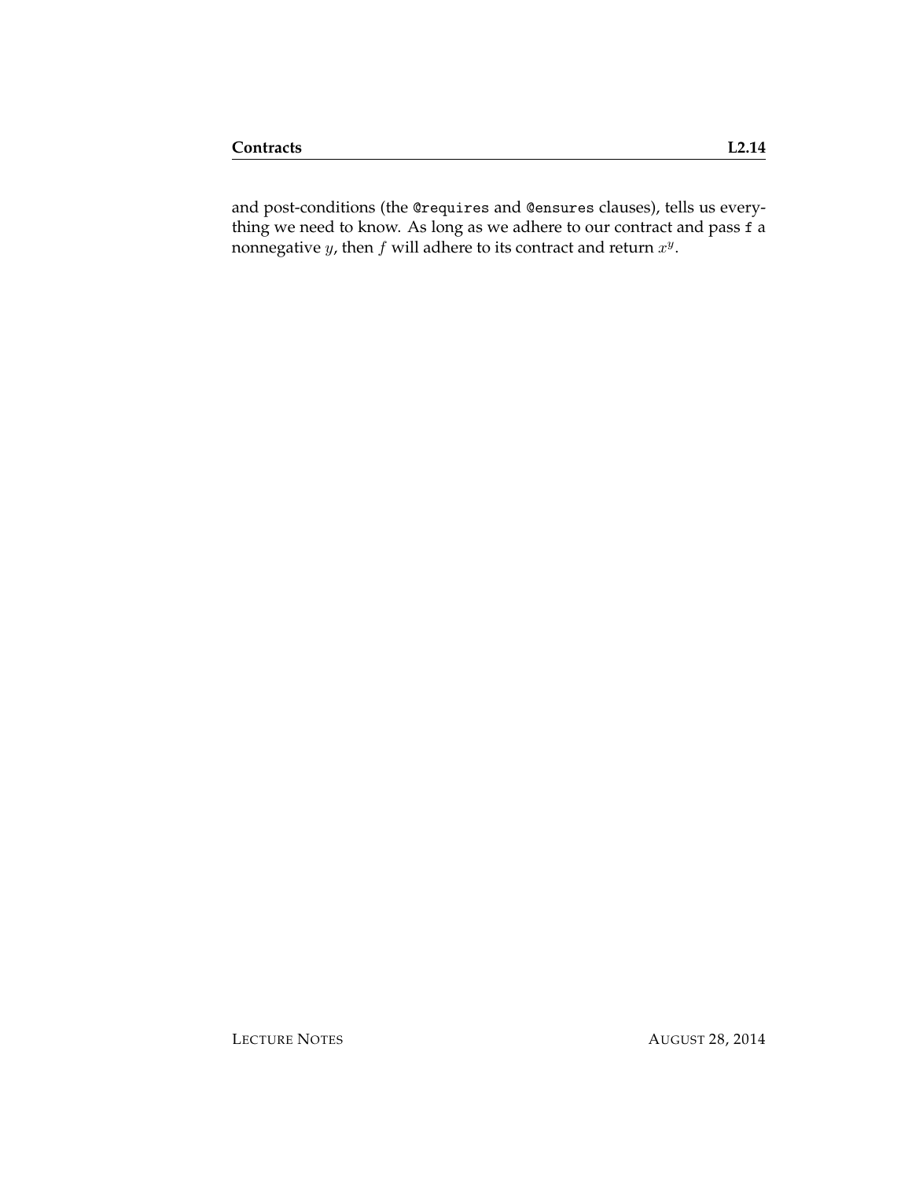and post-conditions (the `@requires` and `@ensures` clauses), tells us everything we need to know. As long as we adhere to our contract and pass `f` a nonnegative $y$, then $f$ will adhere to its contract and return $x^y$.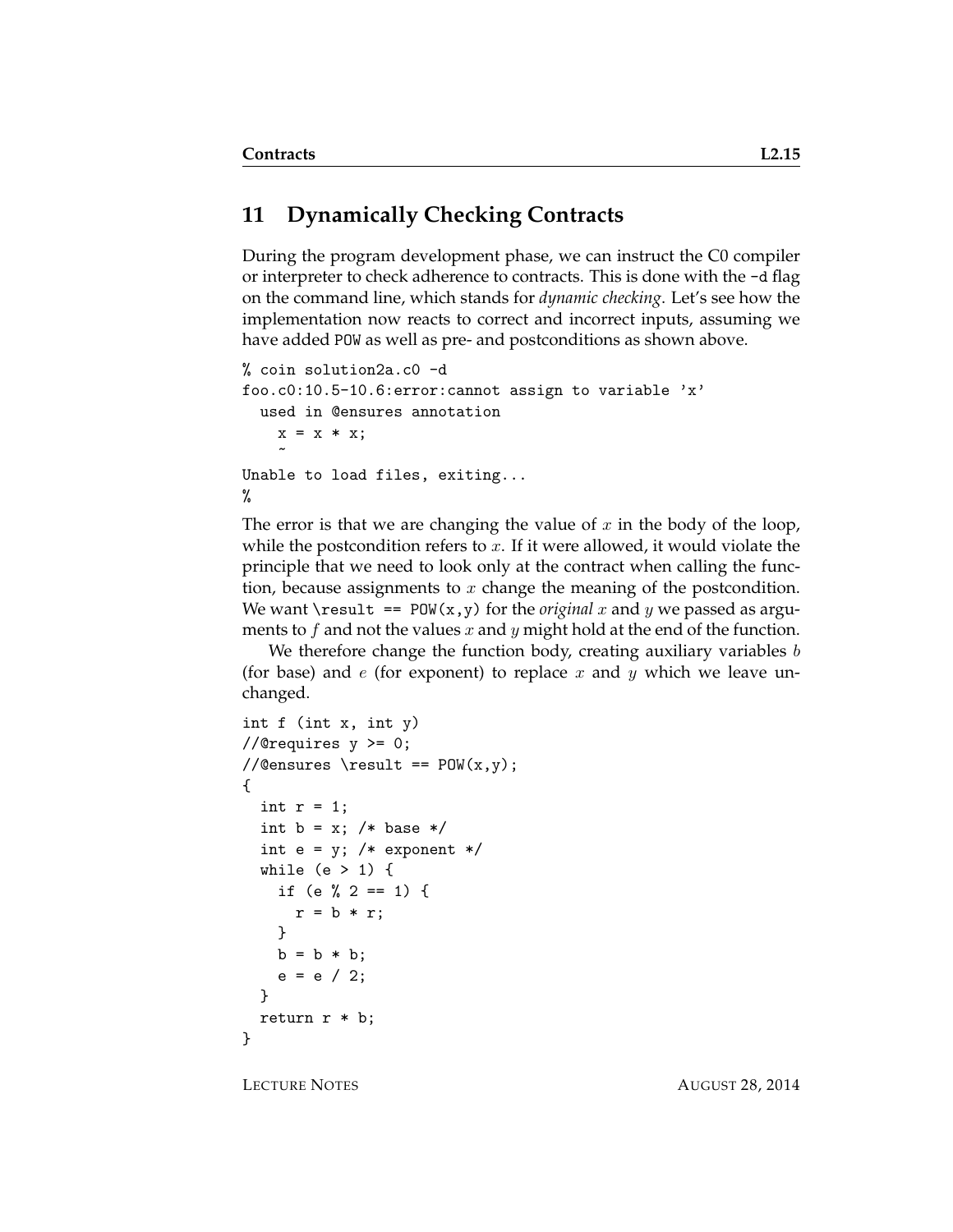## 11 Dynamically Checking Contracts

During the program development phase, we can instruct the C0 compiler or interpreter to check adherence to contracts. This is done with the `-d` flag on the command line, which stands for *dynamic checking*. Let's see how the implementation now reacts to correct and incorrect inputs, assuming we have added `POW` as well as pre- and postconditions as shown above.

```
% coin solution2a.c0 -d
foo.c0:10.5-10.6:error:cannot assign to variable 'x'
  used in @ensures annotation
    x = x * x;
    ~
Unable to load files, exiting...
%
```

The error is that we are changing the value of $x$ in the body of the loop, while the postcondition refers to $x$. If it were allowed, it would violate the principle that we need to look only at the contract when calling the function, because assignments to $x$ change the meaning of the postcondition. We want `\result == POW(x,y)` for the *original* $x$ and $y$ we passed as arguments to $f$ and not the values $x$ and $y$ might hold at the end of the function.

We therefore change the function body, creating auxiliary variables $b$ (for base) and $e$ (for exponent) to replace $x$ and $y$ which we leave unchanged.

```
int f (int x, int y)
//@requires y >= 0;
//@ensures \result == POW(x,y);
{
  int r = 1;
  int b = x; /* base */
  int e = y; /* exponent */
  while (e > 1) {
    if (e % 2 == 1) {
      r = b * r;
    }
    b = b * b;
    e = e / 2;
  }
  return r * b;
}
```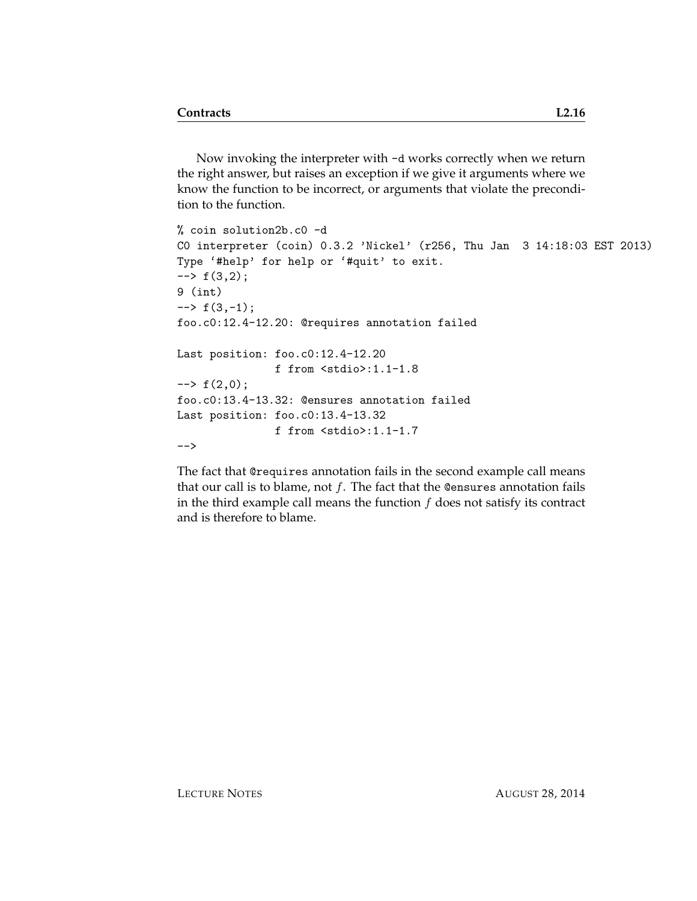Now invoking the interpreter with `-d` works correctly when we return the right answer, but raises an exception if we give it arguments where we know the function to be incorrect, or arguments that violate the precondition to the function.

```
% coin solution2b.c0 -d
C0 interpreter (coin) 0.3.2 'Nickel' (r256, Thu Jan  3 14:18:03 EST 2013)
Type `#help' for help or `#quit' to exit.
--> f(3,2);
9 (int)
--> f(3,-1);
foo.c0:12.4-12.20: @requires annotation failed

Last position: foo.c0:12.4-12.20
               f from <stdio>:1.1-1.8
--> f(2,0);
foo.c0:13.4-13.32: @ensures annotation failed
Last position: foo.c0:13.4-13.32
               f from <stdio>:1.1-1.7
-->
```

The fact that `@requires` annotation fails in the second example call means that our call is to blame, not $f$. The fact that the `@ensures` annotation fails in the third example call means the function $f$ does not satisfy its contract and is therefore to blame.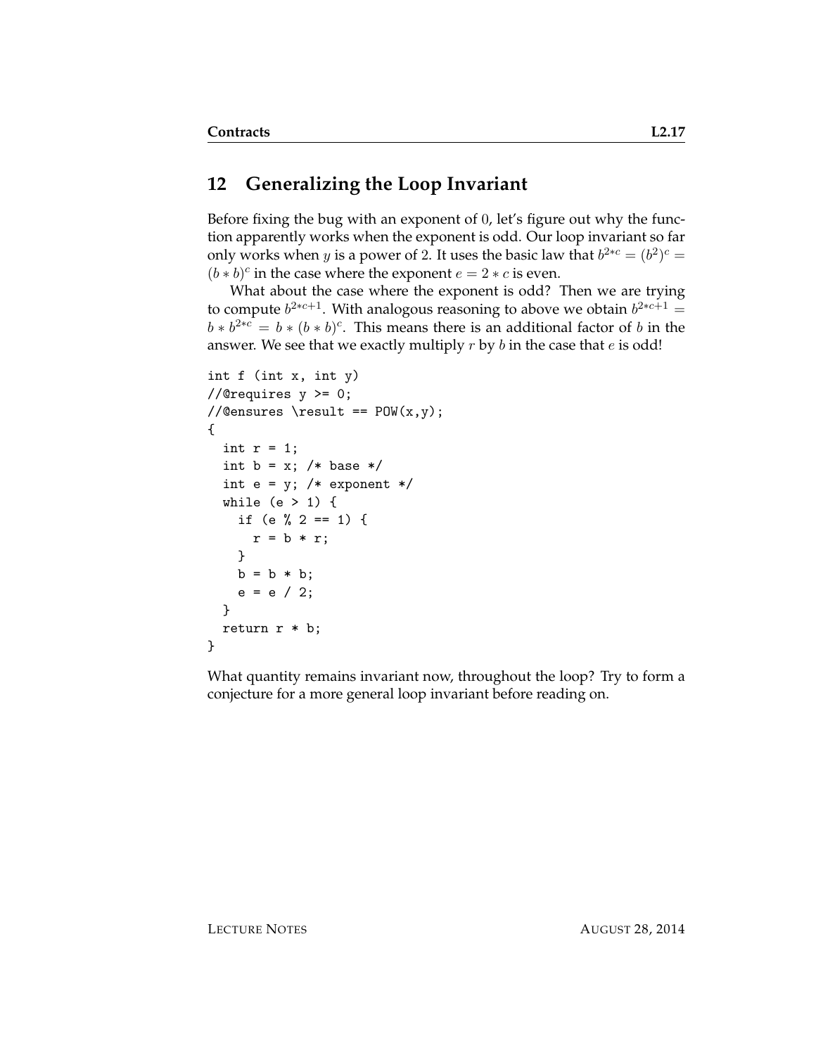## 12 Generalizing the Loop Invariant

Before fixing the bug with an exponent of $0$, let's figure out why the function apparently works when the exponent is odd. Our loop invariant so far only works when $y$ is a power of $2$. It uses the basic law that $b^{2*c} = (b^2)^c = (b*b)^c$ in the case where the exponent $e = 2*c$ is even.

What about the case where the exponent is odd? Then we are trying to compute $b^{2*c+1}$. With analogous reasoning to above we obtain $b^{2*c+1} = b * b^{2*c} = b * (b*b)^c$. This means there is an additional factor of $b$ in the answer. We see that we exactly multiply $r$ by $b$ in the case that $e$ is odd!

```
int f (int x, int y)
//@requires y >= 0;
//@ensures \result == POW(x,y);
{
  int r = 1;
  int b = x; /* base */
  int e = y; /* exponent */
  while (e > 1) {
    if (e % 2 == 1) {
      r = b * r;
    }
    b = b * b;
    e = e / 2;
  }
  return r * b;
}
```

What quantity remains invariant now, throughout the loop? Try to form a conjecture for a more general loop invariant before reading on.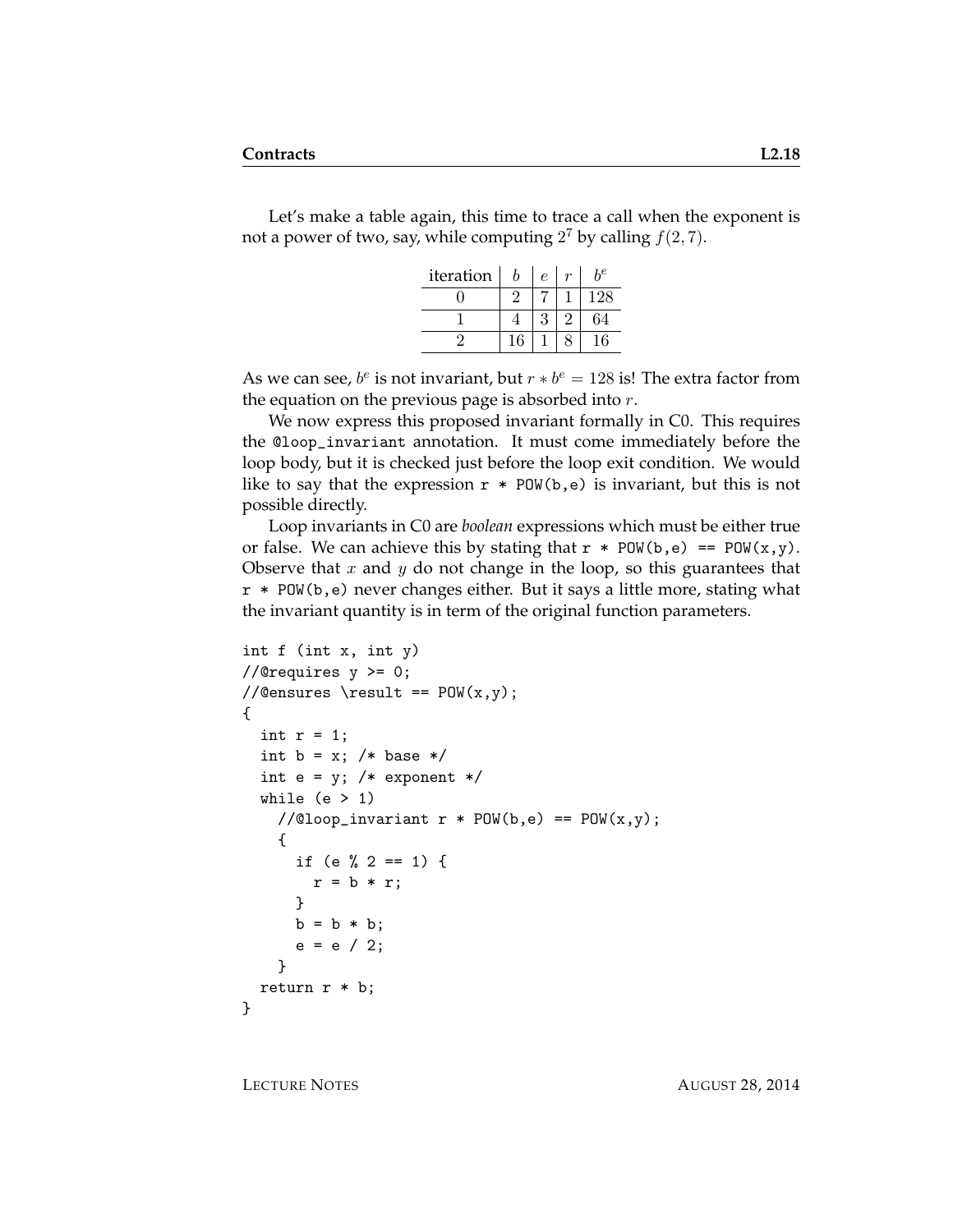Let's make a table again, this time to trace a call when the exponent is not a power of two, say, while computing $2^7$ by calling $f(2, 7)$.

| iteration | $b$ | $e$ | $r$ | $b^e$ |
|---|---|---|---|---|
| 0 | 2 | 7 | 1 | 128 |
| 1 | 4 | 3 | 2 | 64 |
| 2 | 16 | 1 | 8 | 16 |

As we can see, $b^e$ is not invariant, but $r * b^e = 128$ is! The extra factor from the equation on the previous page is absorbed into $r$.

We now express this proposed invariant formally in C0. This requires the `@loop_invariant` annotation. It must come immediately before the loop body, but it is checked just before the loop exit condition. We would like to say that the expression `r * POW(b,e)` is invariant, but this is not possible directly.

Loop invariants in C0 are *boolean* expressions which must be either true or false. We can achieve this by stating that `r * POW(b,e) == POW(x,y)`. Observe that $x$ and $y$ do not change in the loop, so this guarantees that `r * POW(b,e)` never changes either. But it says a little more, stating what the invariant quantity is in term of the original function parameters.

```
int f (int x, int y)
//@requires y >= 0;
//@ensures \result == POW(x,y);
{
  int r = 1;
  int b = x; /* base */
  int e = y; /* exponent */
  while (e > 1)
    //@loop_invariant r * POW(b,e) == POW(x,y);
    {
      if (e % 2 == 1) {
        r = b * r;
      }
      b = b * b;
      e = e / 2;
    }
  return r * b;
}
```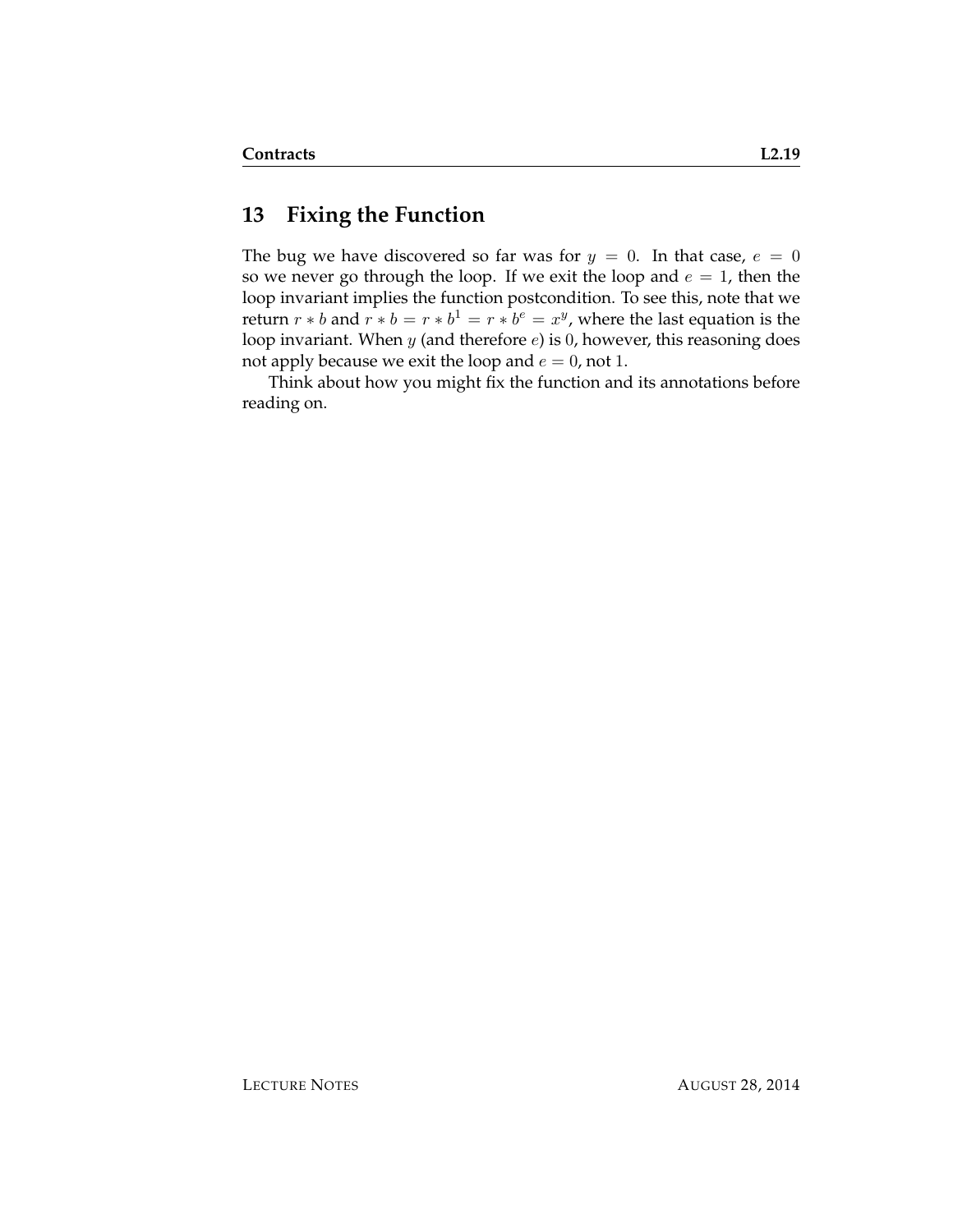## 13 Fixing the Function

The bug we have discovered so far was for $y = 0$. In that case, $e = 0$ so we never go through the loop. If we exit the loop and $e = 1$, then the loop invariant implies the function postcondition. To see this, note that we return $r * b$ and $r * b = r * b^1 = r * b^e = x^y$, where the last equation is the loop invariant. When $y$ (and therefore $e$) is $0$, however, this reasoning does not apply because we exit the loop and $e = 0$, not $1$.

Think about how you might fix the function and its annotations before reading on.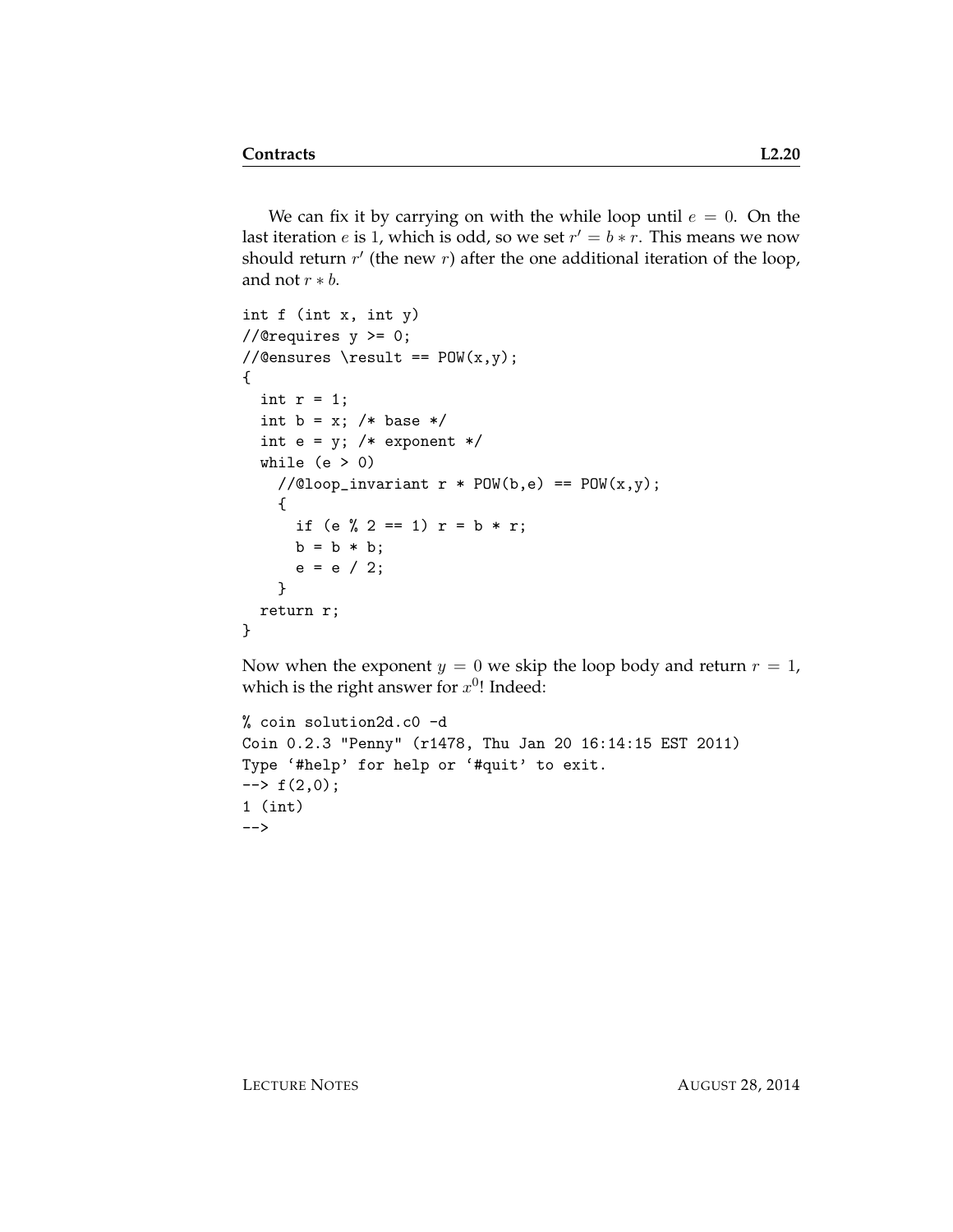We can fix it by carrying on with the while loop until $e = 0$. On the last iteration $e$ is 1, which is odd, so we set $r' = b * r$. This means we now should return $r'$ (the new $r$) after the one additional iteration of the loop, and not $r * b$.

```
int f (int x, int y)
//@requires y >= 0;
//@ensures \result == POW(x,y);
{
  int r = 1;
  int b = x; /* base */
  int e = y; /* exponent */
  while (e > 0)
    //@loop_invariant r * POW(b,e) == POW(x,y);
    {
      if (e % 2 == 1) r = b * r;
      b = b * b;
      e = e / 2;
    }
  return r;
}
```

Now when the exponent $y = 0$ we skip the loop body and return $r = 1$, which is the right answer for $x^0$! Indeed:

```
% coin solution2d.c0 -d
Coin 0.2.3 "Penny" (r1478, Thu Jan 20 16:14:15 EST 2011)
Type '#help' for help or '#quit' to exit.
--> f(2,0);
1 (int)
-->
```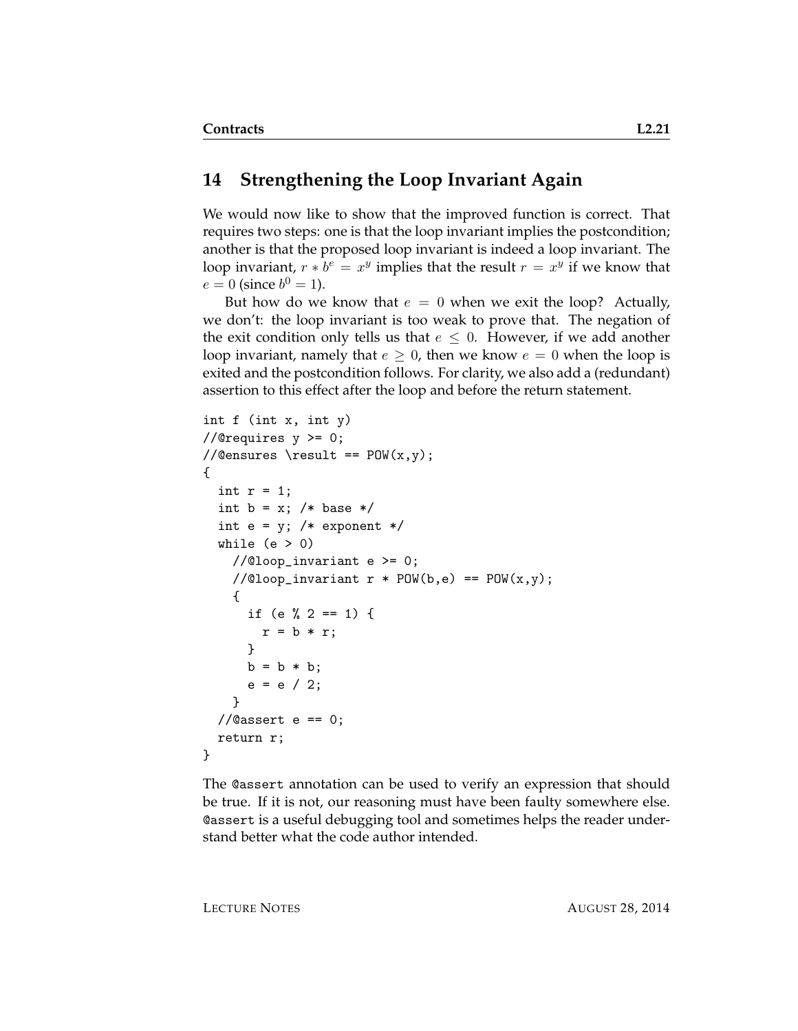## 14 Strengthening the Loop Invariant Again

We would now like to show that the improved function is correct. That requires two steps: one is that the loop invariant implies the postcondition; another is that the proposed loop invariant is indeed a loop invariant. The loop invariant, $r * b^e = x^y$ implies that the result $r = x^y$ if we know that $e = 0$ (since $b^0 = 1$).

But how do we know that $e = 0$ when we exit the loop? Actually, we don't: the loop invariant is too weak to prove that. The negation of the exit condition only tells us that $e \leq 0$. However, if we add another loop invariant, namely that $e \geq 0$, then we know $e = 0$ when the loop is exited and the postcondition follows. For clarity, we also add a (redundant) assertion to this effect after the loop and before the return statement.

```
int f (int x, int y)
//@requires y >= 0;
//@ensures \result == POW(x,y);
{
  int r = 1;
  int b = x; /* base */
  int e = y; /* exponent */
  while (e > 0)
    //@loop_invariant e >= 0;
    //@loop_invariant r * POW(b,e) == POW(x,y);
    {
      if (e % 2 == 1) {
        r = b * r;
      }
      b = b * b;
      e = e / 2;
    }
  //@assert e == 0;
  return r;
}
```

The `@assert` annotation can be used to verify an expression that should be true. If it is not, our reasoning must have been faulty somewhere else. `@assert` is a useful debugging tool and sometimes helps the reader understand better what the code author intended.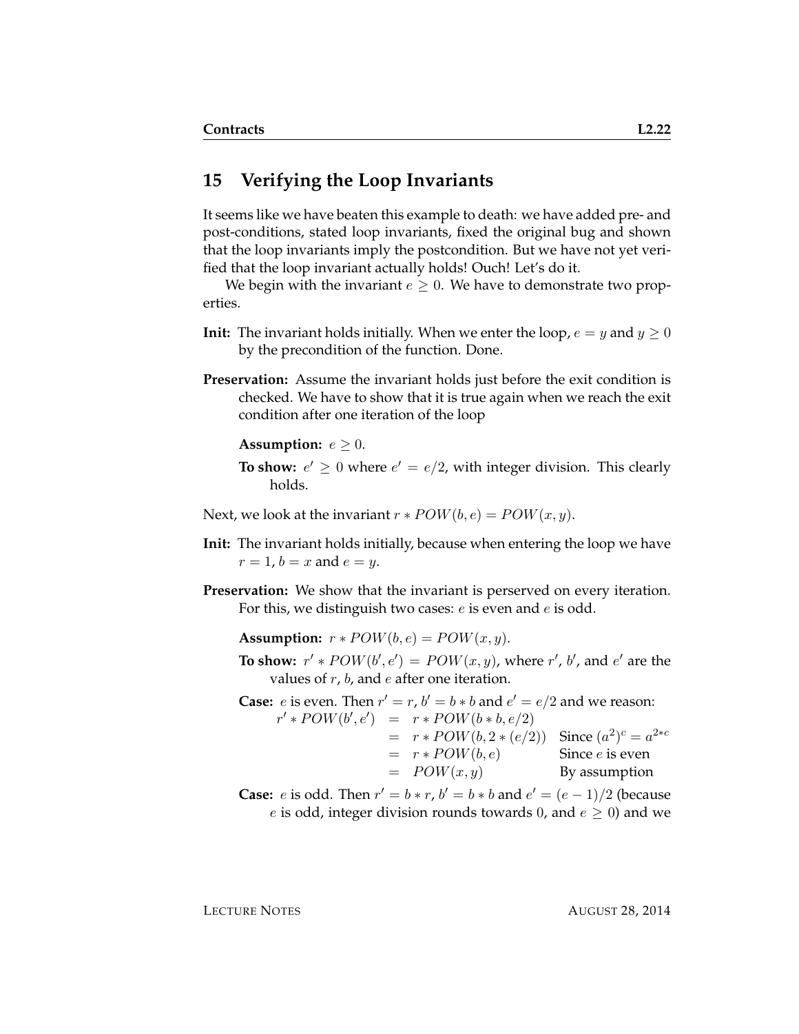## 15 Verifying the Loop Invariants

It seems like we have beaten this example to death: we have added pre- and post-conditions, stated loop invariants, fixed the original bug and shown that the loop invariants imply the postcondition. But we have not yet verified that the loop invariant actually holds! Ouch! Let's do it.

We begin with the invariant $e \geq 0$. We have to demonstrate two properties.

**Init:** The invariant holds initially. When we enter the loop, $e = y$ and $y \geq 0$ by the precondition of the function. Done.

**Preservation:** Assume the invariant holds just before the exit condition is checked. We have to show that it is true again when we reach the exit condition after one iteration of the loop

> **Assumption:** $e \geq 0$.
>
> **To show:** $e' \geq 0$ where $e' = e/2$, with integer division. This clearly holds.

Next, we look at the invariant $r * POW(b, e) = POW(x, y)$.

**Init:** The invariant holds initially, because when entering the loop we have $r = 1$, $b = x$ and $e = y$.

**Preservation:** We show that the invariant is perserved on every iteration. For this, we distinguish two cases: $e$ is even and $e$ is odd.

> **Assumption:** $r * POW(b, e) = POW(x, y)$.
>
> **To show:** $r' * POW(b', e') = POW(x, y)$, where $r'$, $b'$, and $e'$ are the values of $r$, $b$, and $e$ after one iteration.
>
> **Case:** $e$ is even. Then $r' = r$, $b' = b * b$ and $e' = e/2$ and we reason:
>
> $$\begin{array}{rcll} r' * POW(b', e') & = & r * POW(b * b, e/2) & \\ & = & r * POW(b, 2 * (e/2)) & \text{Since } (a^2)^c = a^{2*c} \\ & = & r * POW(b, e) & \text{Since } e \text{ is even} \\ & = & POW(x, y) & \text{By assumption} \end{array}$$
>
> **Case:** $e$ is odd. Then $r' = b * r$, $b' = b * b$ and $e' = (e - 1)/2$ (because $e$ is odd, integer division rounds towards 0, and $e \geq 0$) and we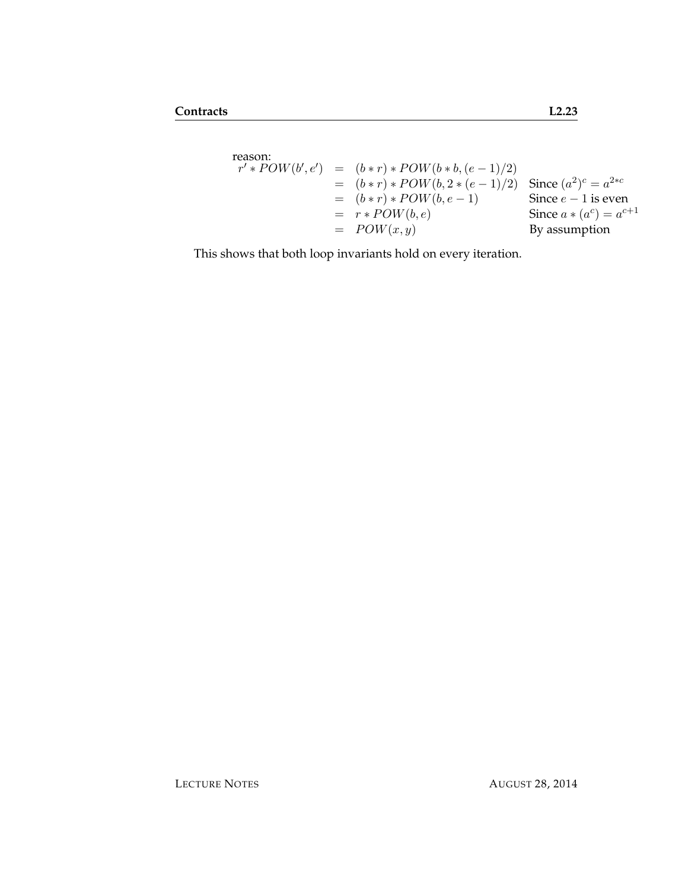reason:

$$
\begin{aligned}
r' * POW(b', e') &= (b * r) * POW(b * b, (e-1)/2) & \\
&= (b * r) * POW(b, 2 * (e-1)/2) & \text{Since } (a^2)^c = a^{2*c} \\
&= (b * r) * POW(b, e-1) & \text{Since } e-1 \text{ is even} \\
&= r * POW(b, e) & \text{Since } a * (a^c) = a^{c+1} \\
&= POW(x, y) & \text{By assumption}
\end{aligned}
$$

This shows that both loop invariants hold on every iteration.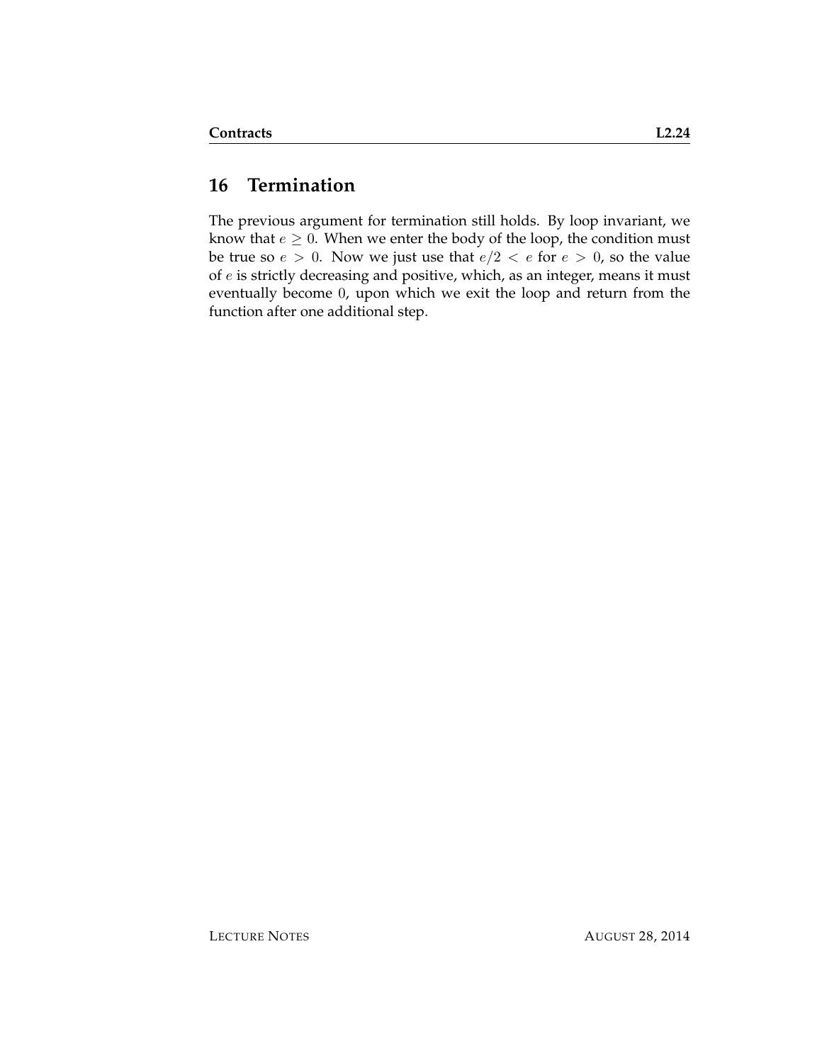## 16 Termination

The previous argument for termination still holds. By loop invariant, we know that $e \geq 0$. When we enter the body of the loop, the condition must be true so $e > 0$. Now we just use that $e/2 < e$ for $e > 0$, so the value of $e$ is strictly decreasing and positive, which, as an integer, means it must eventually become $0$, upon which we exit the loop and return from the function after one additional step.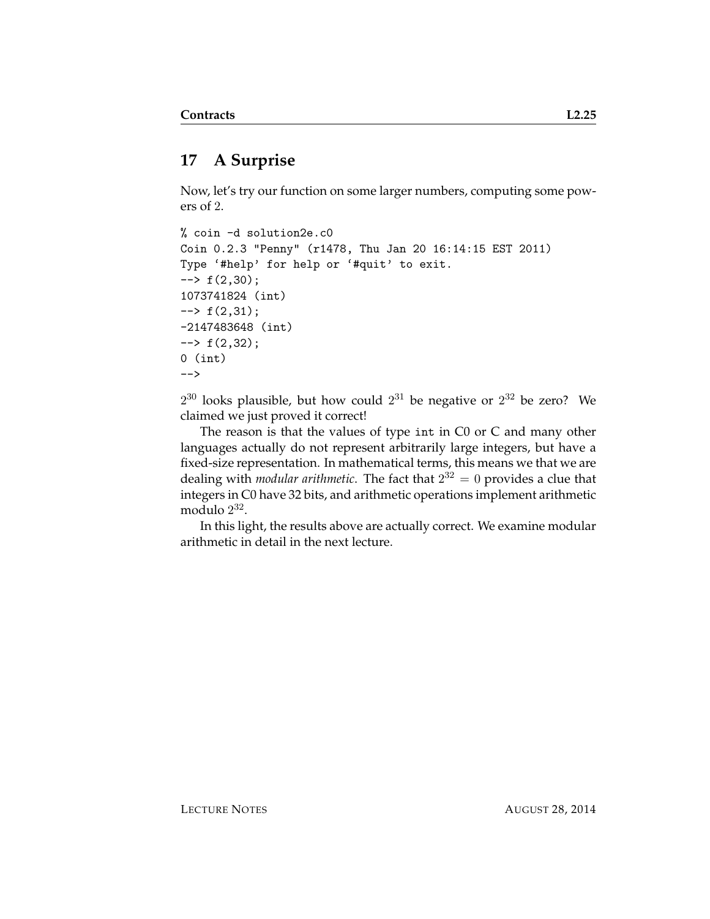## 17 A Surprise

Now, let's try our function on some larger numbers, computing some powers of 2.

```
% coin -d solution2e.c0
Coin 0.2.3 "Penny" (r1478, Thu Jan 20 16:14:15 EST 2011)
Type `#help' for help or `#quit' to exit.
--> f(2,30);
1073741824 (int)
--> f(2,31);
-2147483648 (int)
--> f(2,32);
0 (int)
-->
```

$2^{30}$ looks plausible, but how could $2^{31}$ be negative or $2^{32}$ be zero? We claimed we just proved it correct!

The reason is that the values of type `int` in C0 or C and many other languages actually do not represent arbitrarily large integers, but have a fixed-size representation. In mathematical terms, this means we that we are dealing with *modular arithmetic*. The fact that $2^{32} = 0$ provides a clue that integers in C0 have 32 bits, and arithmetic operations implement arithmetic modulo $2^{32}$.

In this light, the results above are actually correct. We examine modular arithmetic in detail in the next lecture.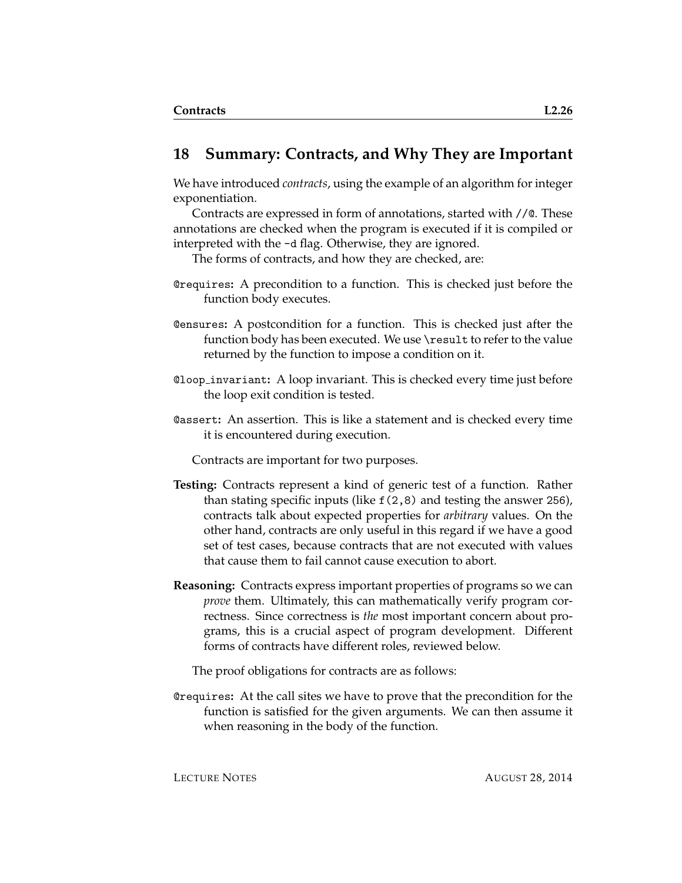## 18 Summary: Contracts, and Why They are Important

We have introduced *contracts*, using the example of an algorithm for integer exponentiation.

Contracts are expressed in form of annotations, started with `//@`. These annotations are checked when the program is executed if it is compiled or interpreted with the `-d` flag. Otherwise, they are ignored.

The forms of contracts, and how they are checked, are:

**`@requires`:** A precondition to a function. This is checked just before the function body executes.

**`@ensures`:** A postcondition for a function. This is checked just after the function body has been executed. We use `\result` to refer to the value returned by the function to impose a condition on it.

**`@loop_invariant`:** A loop invariant. This is checked every time just before the loop exit condition is tested.

**`@assert`:** An assertion. This is like a statement and is checked every time it is encountered during execution.

Contracts are important for two purposes.

**Testing:** Contracts represent a kind of generic test of a function. Rather than stating specific inputs (like `f(2,8)` and testing the answer `256`), contracts talk about expected properties for *arbitrary* values. On the other hand, contracts are only useful in this regard if we have a good set of test cases, because contracts that are not executed with values that cause them to fail cannot cause execution to abort.

**Reasoning:** Contracts express important properties of programs so we can *prove* them. Ultimately, this can mathematically verify program correctness. Since correctness is *the* most important concern about programs, this is a crucial aspect of program development. Different forms of contracts have different roles, reviewed below.

The proof obligations for contracts are as follows:

**`@requires`:** At the call sites we have to prove that the precondition for the function is satisfied for the given arguments. We can then assume it when reasoning in the body of the function.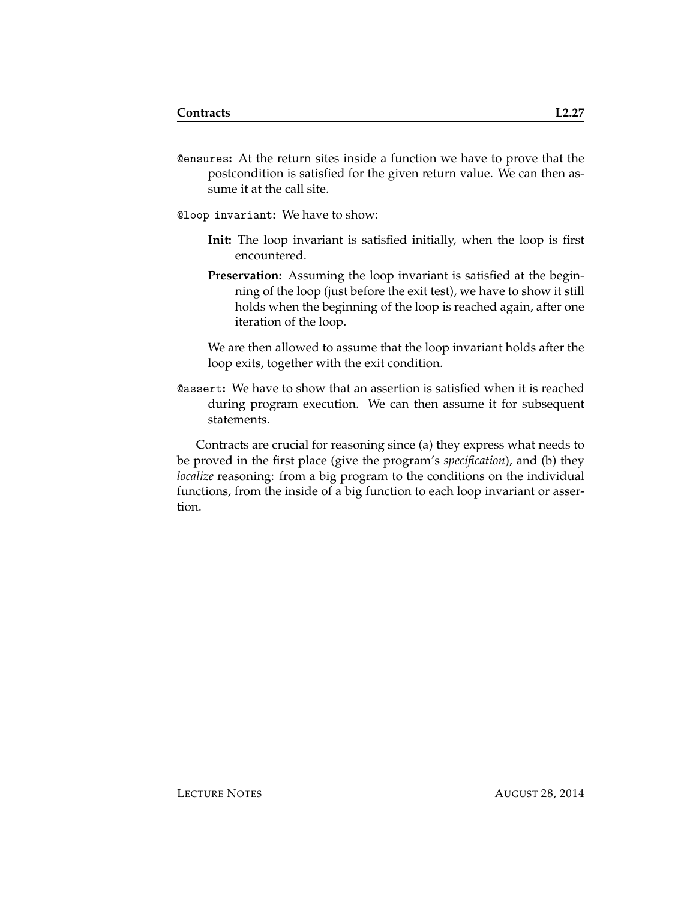`@ensures`**:** At the return sites inside a function we have to prove that the postcondition is satisfied for the given return value. We can then assume it at the call site.

`@loop_invariant`**:** We have to show:

**Init:** The loop invariant is satisfied initially, when the loop is first encountered.

**Preservation:** Assuming the loop invariant is satisfied at the beginning of the loop (just before the exit test), we have to show it still holds when the beginning of the loop is reached again, after one iteration of the loop.

We are then allowed to assume that the loop invariant holds after the loop exits, together with the exit condition.

`@assert`**:** We have to show that an assertion is satisfied when it is reached during program execution. We can then assume it for subsequent statements.

Contracts are crucial for reasoning since (a) they express what needs to be proved in the first place (give the program's *specification*), and (b) they *localize* reasoning: from a big program to the conditions on the individual functions, from the inside of a big function to each loop invariant or assertion.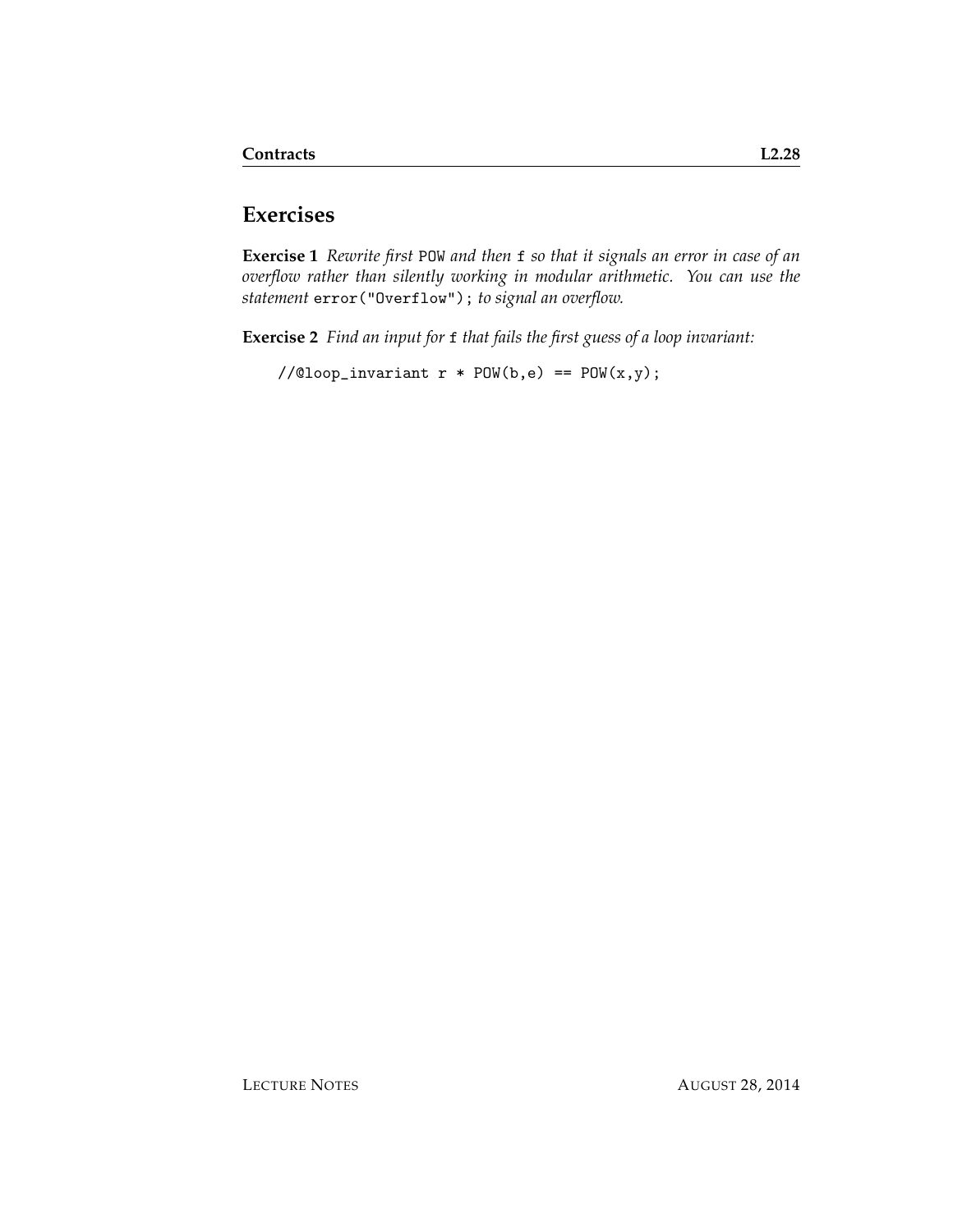# Exercises

**Exercise 1** *Rewrite first* `POW` *and then* `f` *so that it signals an error in case of an overflow rather than silently working in modular arithmetic. You can use the statement* `error("Overflow");` *to signal an overflow.*

**Exercise 2** *Find an input for* `f` *that fails the first guess of a loop invariant:*

```
//@loop_invariant r * POW(b,e) == POW(x,y);
```